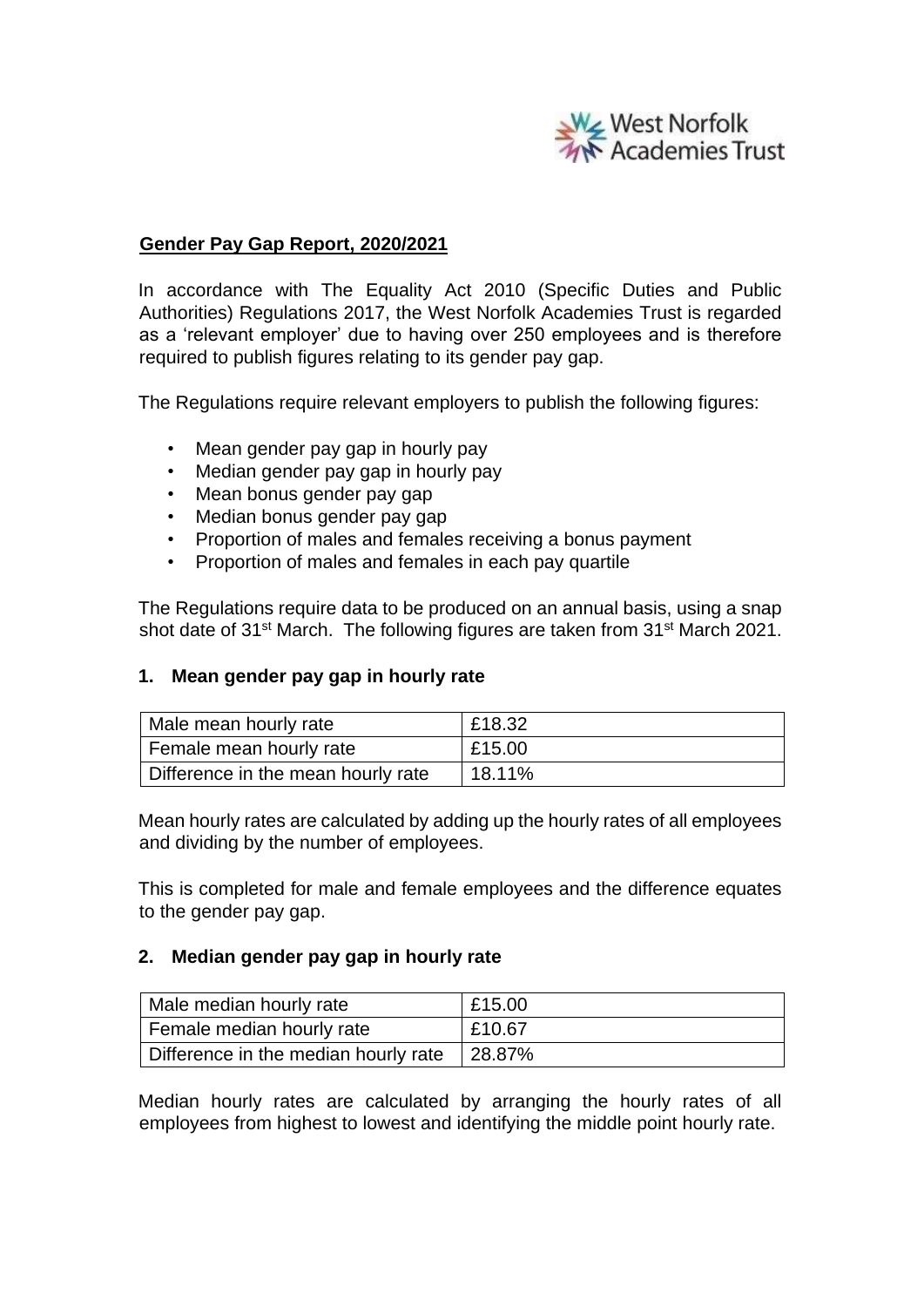West Norfolk Academies Trust

**Gender Pay Gap Report, 2020/2021**

In accordance with The Equality Act 2010 (Specific Duties and Public Authorities) Regulations 2017, the West Norfolk Academies Trust is regarded as a 'relevant employer' due to having over 250 employees and is therefore required to publish figures relating to its gender pay gap.

The Regulations require relevant employers to publish the following figures:

- Mean gender pay gap in hourly pay
- Median gender pay gap in hourly pay
- Mean bonus gender pay gap
- Median bonus gender pay gap
- Proportion of males and females receiving a bonus payment
- Proportion of males and females in each pay quartile

The Regulations require data to be produced on an annual basis, using a snap shot date of 31st March. The following figures are taken from 31st March 2021.

## 1. Mean gender pay gap in hourly rate

| Male mean hourly rate | £18.32 |
|---|---|
| Female mean hourly rate | £15.00 |
| Difference in the mean hourly rate | 18.11% |

Mean hourly rates are calculated by adding up the hourly rates of all employees and dividing by the number of employees.

This is completed for male and female employees and the difference equates to the gender pay gap.

## 2. Median gender pay gap in hourly rate

| Male median hourly rate | £15.00 |
|---|---|
| Female median hourly rate | £10.67 |
| Difference in the median hourly rate | 28.87% |

Median hourly rates are calculated by arranging the hourly rates of all employees from highest to lowest and identifying the middle point hourly rate.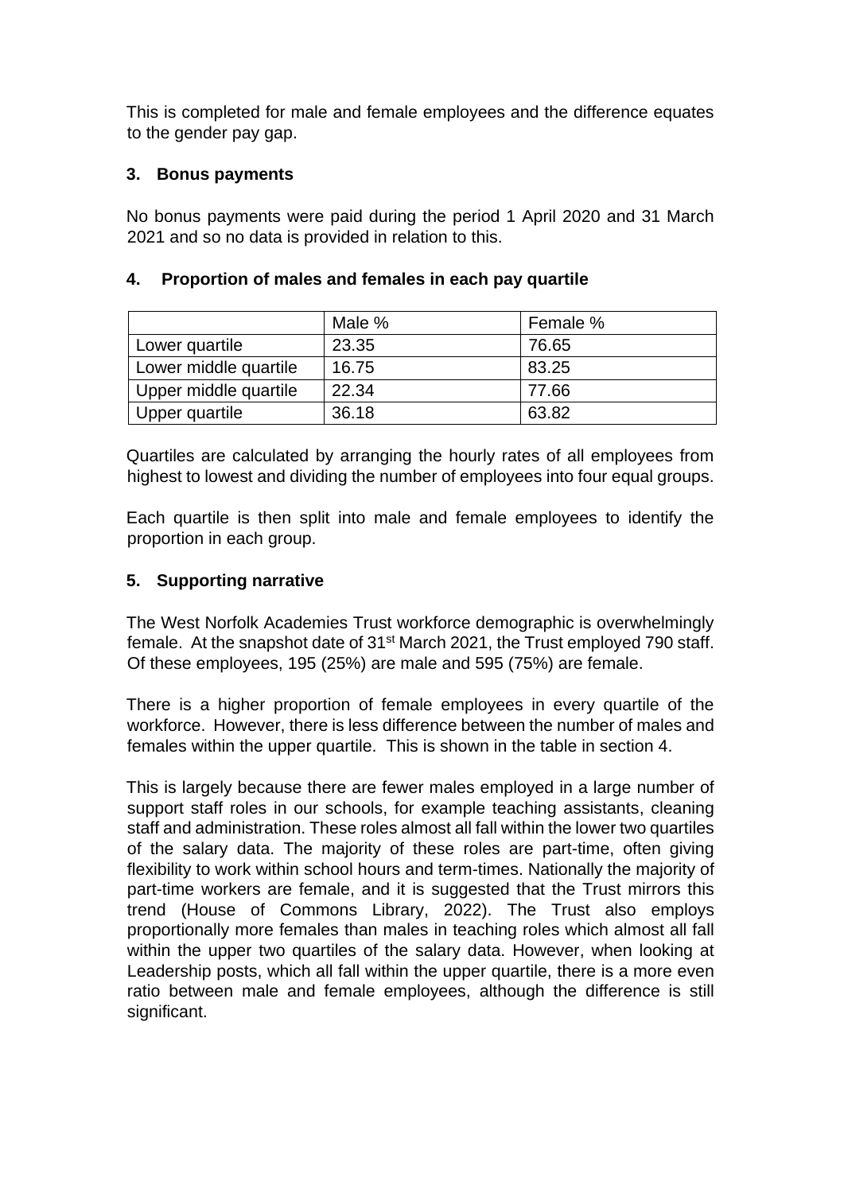This is completed for male and female employees and the difference equates to the gender pay gap.

## 3. Bonus payments

No bonus payments were paid during the period 1 April 2020 and 31 March 2021 and so no data is provided in relation to this.

## 4. Proportion of males and females in each pay quartile

| | Male % | Female % |
|---|---|---|
| Lower quartile | 23.35 | 76.65 |
| Lower middle quartile | 16.75 | 83.25 |
| Upper middle quartile | 22.34 | 77.66 |
| Upper quartile | 36.18 | 63.82 |

Quartiles are calculated by arranging the hourly rates of all employees from highest to lowest and dividing the number of employees into four equal groups.

Each quartile is then split into male and female employees to identify the proportion in each group.

## 5. Supporting narrative

The West Norfolk Academies Trust workforce demographic is overwhelmingly female. At the snapshot date of 31st March 2021, the Trust employed 790 staff. Of these employees, 195 (25%) are male and 595 (75%) are female.

There is a higher proportion of female employees in every quartile of the workforce. However, there is less difference between the number of males and females within the upper quartile. This is shown in the table in section 4.

This is largely because there are fewer males employed in a large number of support staff roles in our schools, for example teaching assistants, cleaning staff and administration. These roles almost all fall within the lower two quartiles of the salary data. The majority of these roles are part-time, often giving flexibility to work within school hours and term-times. Nationally the majority of part-time workers are female, and it is suggested that the Trust mirrors this trend (House of Commons Library, 2022). The Trust also employs proportionally more females than males in teaching roles which almost all fall within the upper two quartiles of the salary data. However, when looking at Leadership posts, which all fall within the upper quartile, there is a more even ratio between male and female employees, although the difference is still significant.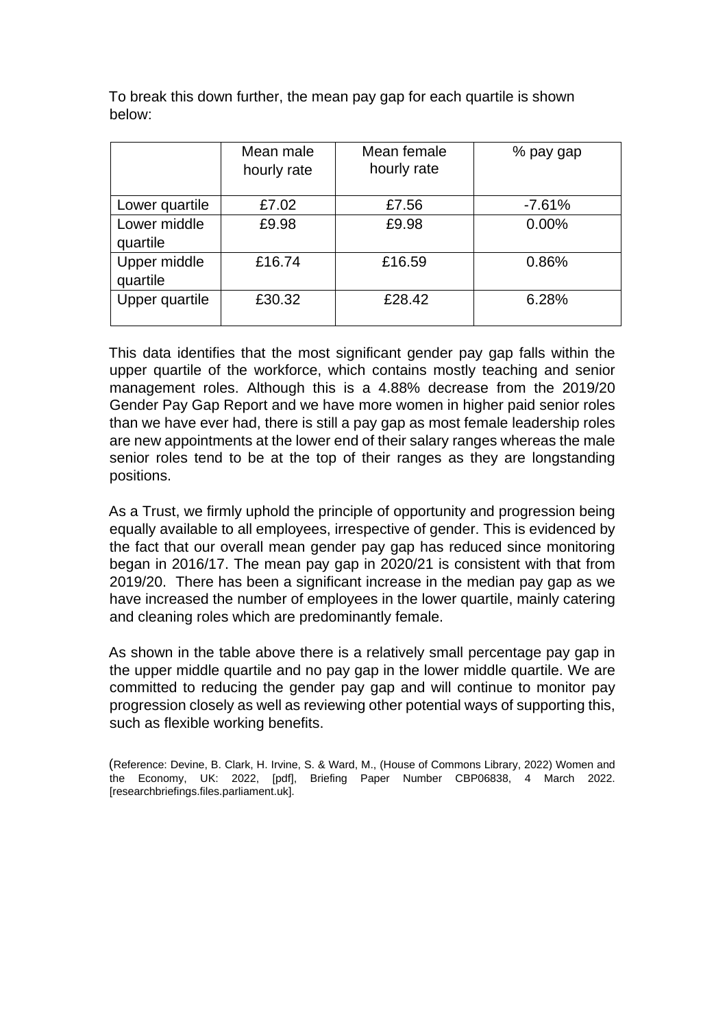To break this down further, the mean pay gap for each quartile is shown below:

| | Mean male hourly rate | Mean female hourly rate | % pay gap |
|---|---|---|---|
| Lower quartile | £7.02 | £7.56 | -7.61% |
| Lower middle quartile | £9.98 | £9.98 | 0.00% |
| Upper middle quartile | £16.74 | £16.59 | 0.86% |
| Upper quartile | £30.32 | £28.42 | 6.28% |

This data identifies that the most significant gender pay gap falls within the upper quartile of the workforce, which contains mostly teaching and senior management roles. Although this is a 4.88% decrease from the 2019/20 Gender Pay Gap Report and we have more women in higher paid senior roles than we have ever had, there is still a pay gap as most female leadership roles are new appointments at the lower end of their salary ranges whereas the male senior roles tend to be at the top of their ranges as they are longstanding positions.

As a Trust, we firmly uphold the principle of opportunity and progression being equally available to all employees, irrespective of gender. This is evidenced by the fact that our overall mean gender pay gap has reduced since monitoring began in 2016/17. The mean pay gap in 2020/21 is consistent with that from 2019/20. There has been a significant increase in the median pay gap as we have increased the number of employees in the lower quartile, mainly catering and cleaning roles which are predominantly female.

As shown in the table above there is a relatively small percentage pay gap in the upper middle quartile and no pay gap in the lower middle quartile. We are committed to reducing the gender pay gap and will continue to monitor pay progression closely as well as reviewing other potential ways of supporting this, such as flexible working benefits.

(Reference: Devine, B. Clark, H. Irvine, S. & Ward, M., (House of Commons Library, 2022) Women and the Economy, UK: 2022, [pdf], Briefing Paper Number CBP06838, 4 March 2022. [researchbriefings.files.parliament.uk].